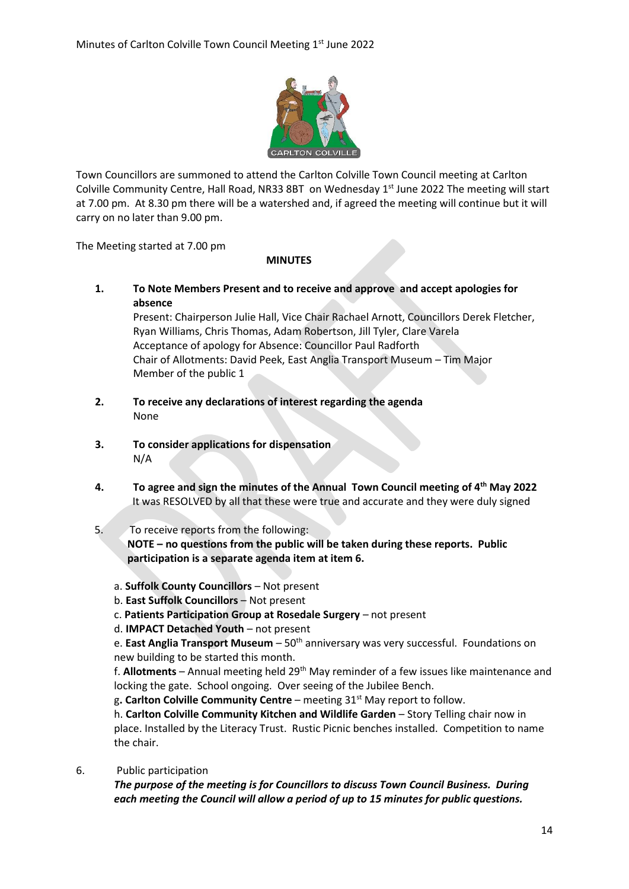Minutes of Carlton Colville Town Council Meeting 1st June 2022

Town Councillors are summoned to attend the Carlton Colville Town Council meeting at Carlton Colville Community Centre, Hall Road, NR33 8BT on Wednesday 1st June 2022 The meeting will start at 7.00 pm. At 8.30 pm there will be a watershed and, if agreed the meeting will continue but it will carry on no later than 9.00 pm.

The Meeting started at 7.00 pm

**MINUTES**

**1. To Note Members Present and to receive and approve and accept apologies for absence**

Present: Chairperson Julie Hall, Vice Chair Rachael Arnott, Councillors Derek Fletcher, Ryan Williams, Chris Thomas, Adam Robertson, Jill Tyler, Clare Varela
Acceptance of apology for Absence: Councillor Paul Radforth
Chair of Allotments: David Peek, East Anglia Transport Museum – Tim Major
Member of the public 1

**2. To receive any declarations of interest regarding the agenda**

None

**3. To consider applications for dispensation**

N/A

**4. To agree and sign the minutes of the Annual Town Council meeting of 4th May 2022**

It was RESOLVED by all that these were true and accurate and they were duly signed

5. To receive reports from the following:

**NOTE – no questions from the public will be taken during these reports. Public participation is a separate agenda item at item 6.**

a. **Suffolk County Councillors** – Not present
b. **East Suffolk Councillors** – Not present
c. **Patients Participation Group at Rosedale Surgery** – not present
d. **IMPACT Detached Youth** – not present
e. **East Anglia Transport Museum** – 50th anniversary was very successful. Foundations on new building to be started this month.
f. **Allotments** – Annual meeting held 29th May reminder of a few issues like maintenance and locking the gate. School ongoing. Over seeing of the Jubilee Bench.
g**. Carlton Colville Community Centre** – meeting 31st May report to follow.
h. **Carlton Colville Community Kitchen and Wildlife Garden** – Story Telling chair now in place. Installed by the Literacy Trust. Rustic Picnic benches installed. Competition to name the chair.

6. Public participation

***The purpose of the meeting is for Councillors to discuss Town Council Business. During each meeting the Council will allow a period of up to 15 minutes for public questions.***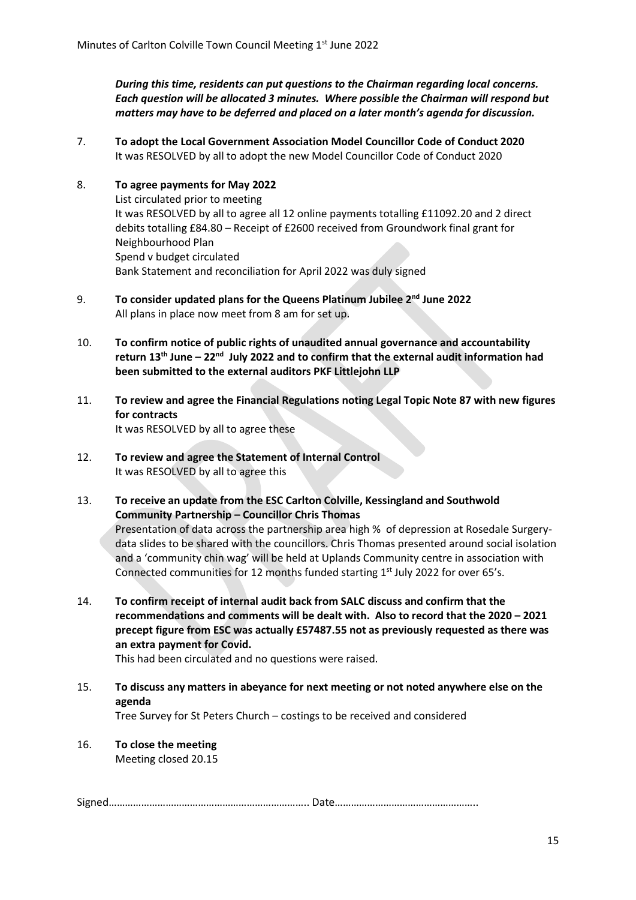*During this time, residents can put questions to the Chairman regarding local concerns. Each question will be allocated 3 minutes. Where possible the Chairman will respond but matters may have to be deferred and placed on a later month's agenda for discussion.*

7. **To adopt the Local Government Association Model Councillor Code of Conduct 2020**
   It was RESOLVED by all to adopt the new Model Councillor Code of Conduct 2020

8. **To agree payments for May 2022**
   List circulated prior to meeting
   It was RESOLVED by all to agree all 12 online payments totalling £11092.20 and 2 direct debits totalling £84.80 – Receipt of £2600 received from Groundwork final grant for Neighbourhood Plan
   Spend v budget circulated
   Bank Statement and reconciliation for April 2022 was duly signed

9. **To consider updated plans for the Queens Platinum Jubilee 2nd June 2022**
   All plans in place now meet from 8 am for set up.

10. **To confirm notice of public rights of unaudited annual governance and accountability return 13th June – 22nd July 2022 and to confirm that the external audit information had been submitted to the external auditors PKF Littlejohn LLP**

11. **To review and agree the Financial Regulations noting Legal Topic Note 87 with new figures for contracts**
    It was RESOLVED by all to agree these

12. **To review and agree the Statement of Internal Control**
    It was RESOLVED by all to agree this

13. **To receive an update from the ESC Carlton Colville, Kessingland and Southwold Community Partnership – Councillor Chris Thomas**
    Presentation of data across the partnership area high % of depression at Rosedale Surgery- data slides to be shared with the councillors. Chris Thomas presented around social isolation and a 'community chin wag' will be held at Uplands Community centre in association with Connected communities for 12 months funded starting 1st July 2022 for over 65's.

14. **To confirm receipt of internal audit back from SALC discuss and confirm that the recommendations and comments will be dealt with. Also to record that the 2020 – 2021 precept figure from ESC was actually £57487.55 not as previously requested as there was an extra payment for Covid.**
    This had been circulated and no questions were raised.

15. **To discuss any matters in abeyance for next meeting or not noted anywhere else on the agenda**
    Tree Survey for St Peters Church – costings to be received and considered

16. **To close the meeting**
    Meeting closed 20.15

Signed……………………………………………………………….. Date…………………………………………..